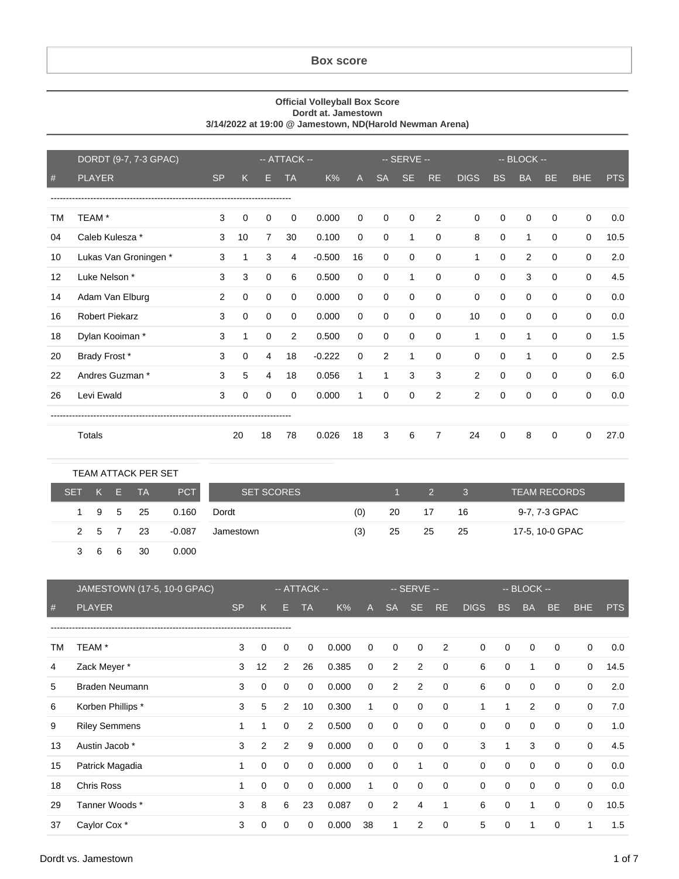# Box score

**Official Volleyball Box Score**
**Dordt at. Jamestown**
**3/14/2022 at 19:00 @ Jamestown, ND(Harold Newman Arena)**

| | DORDT (9-7, 7-3 GPAC) | | -- ATTACK -- | | | | | -- SERVE -- | | | | -- BLOCK -- | | | | |
|---|---|---|---|---|---|---|---|---|---|---|---|---|---|---|---|---|
| # | PLAYER | SP | K | E | TA | K% | A | SA | SE | RE | DIGS | BS | BA | BE | BHE | PTS |
| TM | TEAM * | 3 | 0 | 0 | 0 | 0.000 | 0 | 0 | 0 | 2 | 0 | 0 | 0 | 0 | 0 | 0.0 |
| 04 | Caleb Kulesza * | 3 | 10 | 7 | 30 | 0.100 | 0 | 0 | 1 | 0 | 8 | 0 | 1 | 0 | 0 | 10.5 |
| 10 | Lukas Van Groningen * | 3 | 1 | 3 | 4 | -0.500 | 16 | 0 | 0 | 0 | 1 | 0 | 2 | 0 | 0 | 2.0 |
| 12 | Luke Nelson * | 3 | 3 | 0 | 6 | 0.500 | 0 | 0 | 1 | 0 | 0 | 0 | 3 | 0 | 0 | 4.5 |
| 14 | Adam Van Elburg | 2 | 0 | 0 | 0 | 0.000 | 0 | 0 | 0 | 0 | 0 | 0 | 0 | 0 | 0 | 0.0 |
| 16 | Robert Piekarz | 3 | 0 | 0 | 0 | 0.000 | 0 | 0 | 0 | 0 | 10 | 0 | 0 | 0 | 0 | 0.0 |
| 18 | Dylan Kooiman * | 3 | 1 | 0 | 2 | 0.500 | 0 | 0 | 0 | 0 | 1 | 0 | 1 | 0 | 0 | 1.5 |
| 20 | Brady Frost * | 3 | 0 | 4 | 18 | -0.222 | 0 | 2 | 1 | 0 | 0 | 0 | 1 | 0 | 0 | 2.5 |
| 22 | Andres Guzman * | 3 | 5 | 4 | 18 | 0.056 | 1 | 1 | 3 | 3 | 2 | 0 | 0 | 0 | 0 | 6.0 |
| 26 | Levi Ewald | 3 | 0 | 0 | 0 | 0.000 | 1 | 0 | 0 | 2 | 2 | 0 | 0 | 0 | 0 | 0.0 |
| | Totals | | 20 | 18 | 78 | 0.026 | 18 | 3 | 6 | 7 | 24 | 0 | 8 | 0 | 0 | 27.0 |

TEAM ATTACK PER SET

| SET | K | E | TA | PCT |
|---|---|---|---|---|
| 1 | 9 | 5 | 25 | 0.160 |
| 2 | 5 | 7 | 23 | -0.087 |
| 3 | 6 | 6 | 30 | 0.000 |

| SET SCORES | | 1 | 2 | 3 | TEAM RECORDS |
|---|---|---|---|---|---|
| Dordt | (0) | 20 | 17 | 16 | 9-7, 7-3 GPAC |
| Jamestown | (3) | 25 | 25 | 25 | 17-5, 10-0 GPAC |

| | JAMESTOWN (17-5, 10-0 GPAC) | | -- ATTACK -- | | | | | -- SERVE -- | | | | -- BLOCK -- | | | | |
|---|---|---|---|---|---|---|---|---|---|---|---|---|---|---|---|---|
| # | PLAYER | SP | K | E | TA | K% | A | SA | SE | RE | DIGS | BS | BA | BE | BHE | PTS |
| TM | TEAM * | 3 | 0 | 0 | 0 | 0.000 | 0 | 0 | 0 | 2 | 0 | 0 | 0 | 0 | 0 | 0.0 |
| 4 | Zack Meyer * | 3 | 12 | 2 | 26 | 0.385 | 0 | 2 | 2 | 0 | 6 | 0 | 1 | 0 | 0 | 14.5 |
| 5 | Braden Neumann | 3 | 0 | 0 | 0 | 0.000 | 0 | 2 | 2 | 0 | 6 | 0 | 0 | 0 | 0 | 2.0 |
| 6 | Korben Phillips * | 3 | 5 | 2 | 10 | 0.300 | 1 | 0 | 0 | 0 | 1 | 1 | 2 | 0 | 0 | 7.0 |
| 9 | Riley Semmens | 1 | 1 | 0 | 2 | 0.500 | 0 | 0 | 0 | 0 | 0 | 0 | 0 | 0 | 0 | 1.0 |
| 13 | Austin Jacob * | 3 | 2 | 2 | 9 | 0.000 | 0 | 0 | 0 | 0 | 3 | 1 | 3 | 0 | 0 | 4.5 |
| 15 | Patrick Magadia | 1 | 0 | 0 | 0 | 0.000 | 0 | 0 | 1 | 0 | 0 | 0 | 0 | 0 | 0 | 0.0 |
| 18 | Chris Ross | 1 | 0 | 0 | 0 | 0.000 | 1 | 0 | 0 | 0 | 0 | 0 | 0 | 0 | 0 | 0.0 |
| 29 | Tanner Woods * | 3 | 8 | 6 | 23 | 0.087 | 0 | 2 | 4 | 1 | 6 | 0 | 1 | 0 | 0 | 10.5 |
| 37 | Caylor Cox * | 3 | 0 | 0 | 0 | 0.000 | 38 | 1 | 2 | 0 | 5 | 0 | 1 | 0 | 1 | 1.5 |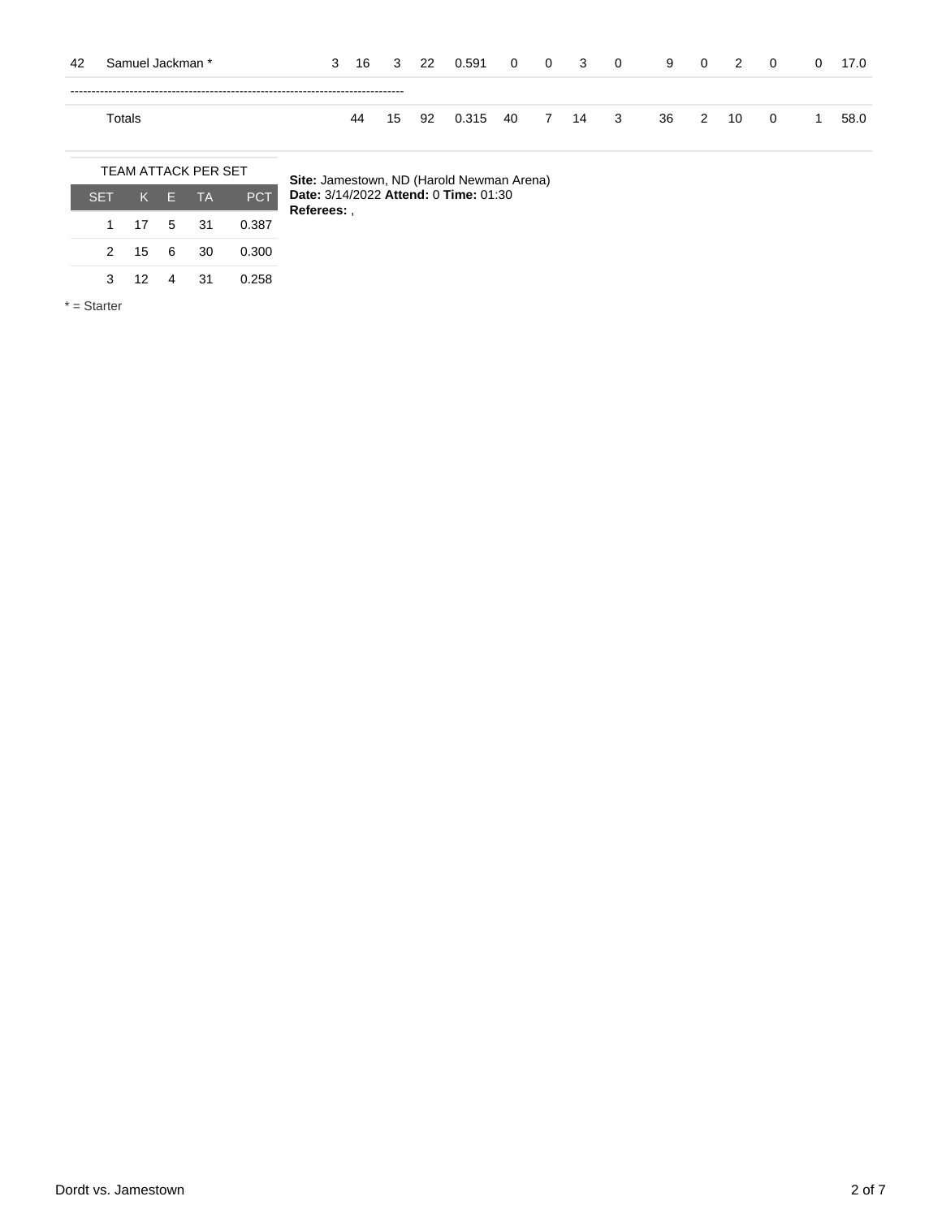| 42 | Samuel Jackman * | 3 | 16 | 3 | 22 | 0.591 | 0 | 0 | 3 | 0 | 9 | 0 | 2 | 0 | 0 | 17.0 |
|---|---|---|---|---|---|---|---|---|---|---|---|---|---|---|---|---|
| | -------------------------------------------------------------------------------- | | | | | | | | | | | | | | | |
| | Totals | | 44 | 15 | 92 | 0.315 | 40 | 7 | 14 | 3 | 36 | 2 | 10 | 0 | 1 | 58.0 |

TEAM ATTACK PER SET

| SET | K | E | TA | PCT |
|---|---|---|---|---|
| 1 | 17 | 5 | 31 | 0.387 |
| 2 | 15 | 6 | 30 | 0.300 |
| 3 | 12 | 4 | 31 | 0.258 |

**Site:** Jamestown, ND (Harold Newman Arena)
**Date:** 3/14/2022 **Attend:** 0 **Time:** 01:30
**Referees:** ,

* = Starter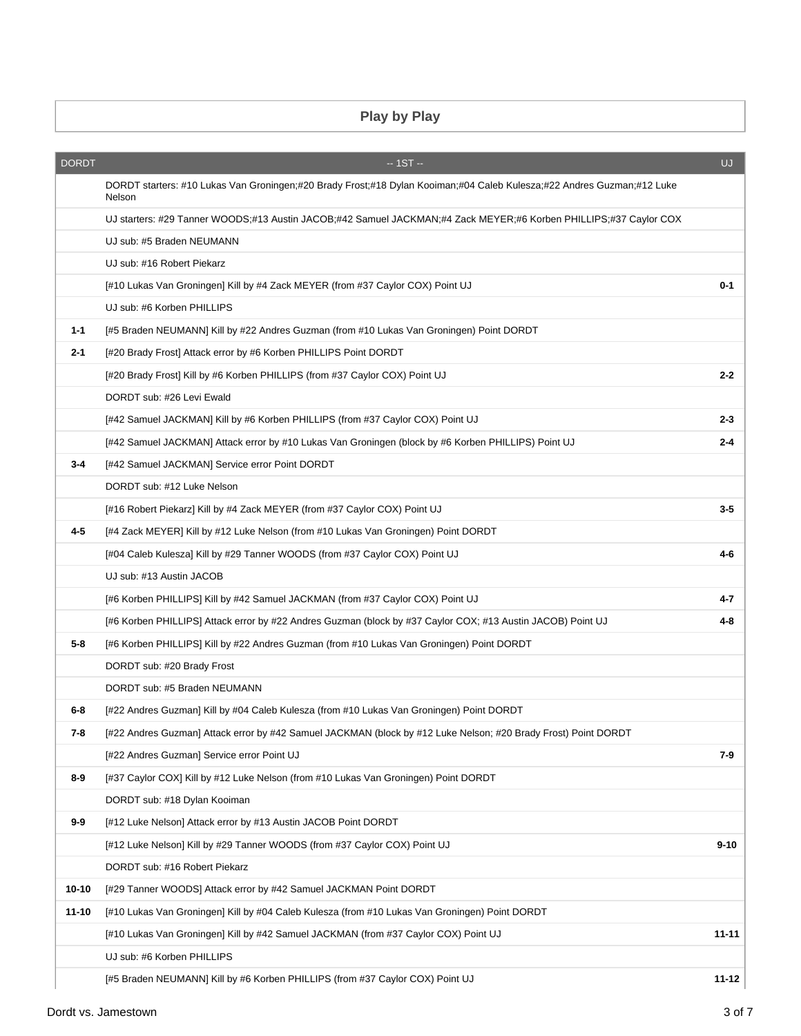## Play by Play

| DORDT | -- 1ST -- | UJ |
|---|---|---|
| | DORDT starters: #10 Lukas Van Groningen;#20 Brady Frost;#18 Dylan Kooiman;#04 Caleb Kulesza;#22 Andres Guzman;#12 Luke Nelson | |
| | UJ starters: #29 Tanner WOODS;#13 Austin JACOB;#42 Samuel JACKMAN;#4 Zack MEYER;#6 Korben PHILLIPS;#37 Caylor COX | |
| | UJ sub: #5 Braden NEUMANN | |
| | UJ sub: #16 Robert Piekarz | |
| | [#10 Lukas Van Groningen] Kill by #4 Zack MEYER (from #37 Caylor COX) Point UJ | **0-1** |
| | UJ sub: #6 Korben PHILLIPS | |
| **1-1** | [#5 Braden NEUMANN] Kill by #22 Andres Guzman (from #10 Lukas Van Groningen) Point DORDT | |
| **2-1** | [#20 Brady Frost] Attack error by #6 Korben PHILLIPS Point DORDT | |
| | [#20 Brady Frost] Kill by #6 Korben PHILLIPS (from #37 Caylor COX) Point UJ | **2-2** |
| | DORDT sub: #26 Levi Ewald | |
| | [#42 Samuel JACKMAN] Kill by #6 Korben PHILLIPS (from #37 Caylor COX) Point UJ | **2-3** |
| | [#42 Samuel JACKMAN] Attack error by #10 Lukas Van Groningen (block by #6 Korben PHILLIPS) Point UJ | **2-4** |
| **3-4** | [#42 Samuel JACKMAN] Service error Point DORDT | |
| | DORDT sub: #12 Luke Nelson | |
| | [#16 Robert Piekarz] Kill by #4 Zack MEYER (from #37 Caylor COX) Point UJ | **3-5** |
| **4-5** | [#4 Zack MEYER] Kill by #12 Luke Nelson (from #10 Lukas Van Groningen) Point DORDT | |
| | [#04 Caleb Kulesza] Kill by #29 Tanner WOODS (from #37 Caylor COX) Point UJ | **4-6** |
| | UJ sub: #13 Austin JACOB | |
| | [#6 Korben PHILLIPS] Kill by #42 Samuel JACKMAN (from #37 Caylor COX) Point UJ | **4-7** |
| | [#6 Korben PHILLIPS] Attack error by #22 Andres Guzman (block by #37 Caylor COX; #13 Austin JACOB) Point UJ | **4-8** |
| **5-8** | [#6 Korben PHILLIPS] Kill by #22 Andres Guzman (from #10 Lukas Van Groningen) Point DORDT | |
| | DORDT sub: #20 Brady Frost | |
| | DORDT sub: #5 Braden NEUMANN | |
| **6-8** | [#22 Andres Guzman] Kill by #04 Caleb Kulesza (from #10 Lukas Van Groningen) Point DORDT | |
| **7-8** | [#22 Andres Guzman] Attack error by #42 Samuel JACKMAN (block by #12 Luke Nelson; #20 Brady Frost) Point DORDT | |
| | [#22 Andres Guzman] Service error Point UJ | **7-9** |
| **8-9** | [#37 Caylor COX] Kill by #12 Luke Nelson (from #10 Lukas Van Groningen) Point DORDT | |
| | DORDT sub: #18 Dylan Kooiman | |
| **9-9** | [#12 Luke Nelson] Attack error by #13 Austin JACOB Point DORDT | |
| | [#12 Luke Nelson] Kill by #29 Tanner WOODS (from #37 Caylor COX) Point UJ | **9-10** |
| | DORDT sub: #16 Robert Piekarz | |
| **10-10** | [#29 Tanner WOODS] Attack error by #42 Samuel JACKMAN Point DORDT | |
| **11-10** | [#10 Lukas Van Groningen] Kill by #04 Caleb Kulesza (from #10 Lukas Van Groningen) Point DORDT | |
| | [#10 Lukas Van Groningen] Kill by #42 Samuel JACKMAN (from #37 Caylor COX) Point UJ | **11-11** |
| | UJ sub: #6 Korben PHILLIPS | |
| | [#5 Braden NEUMANN] Kill by #6 Korben PHILLIPS (from #37 Caylor COX) Point UJ | **11-12** |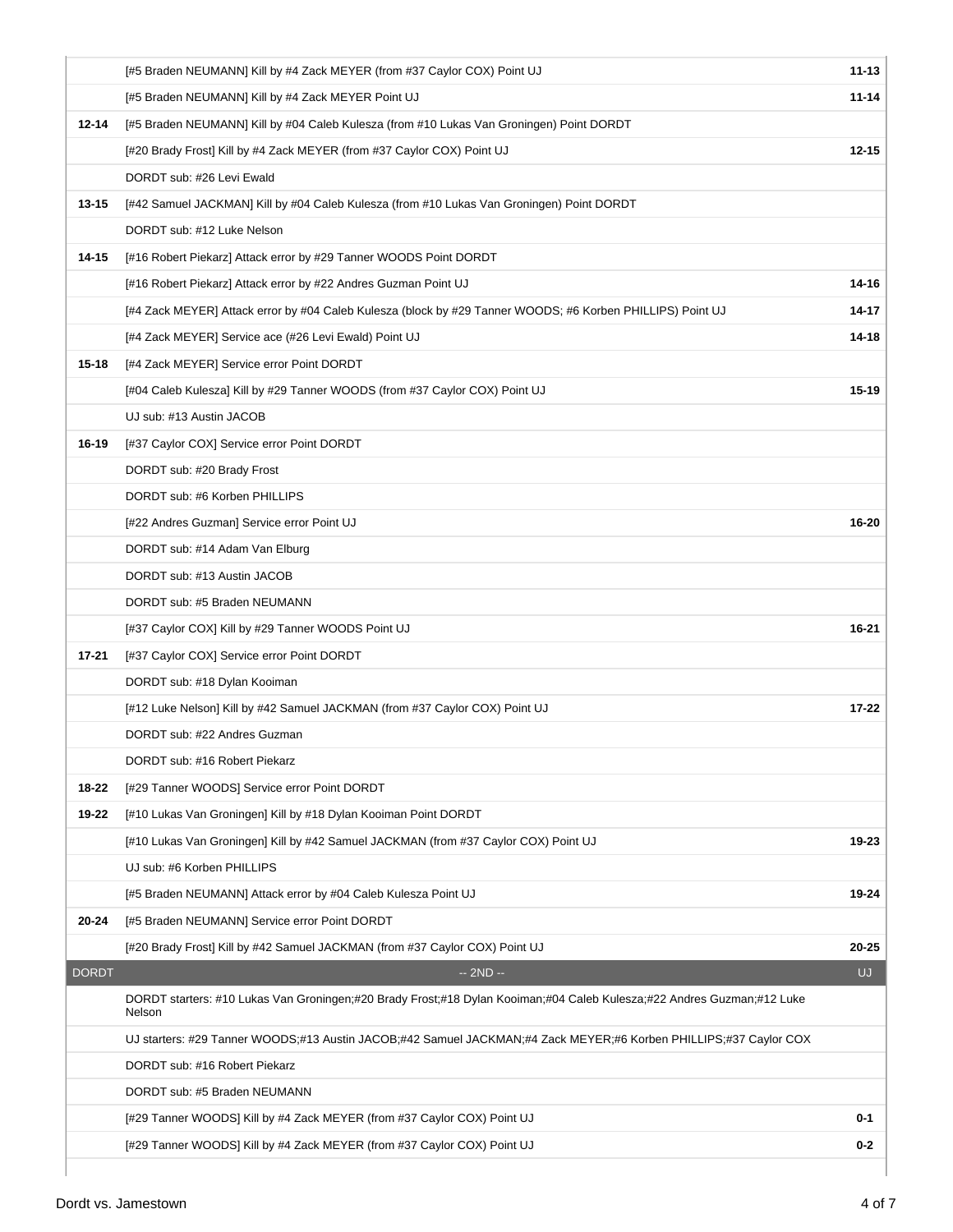| | | |
|---|---|---|
| | [#5 Braden NEUMANN] Kill by #4 Zack MEYER (from #37 Caylor COX) Point UJ | **11-13** |
| | [#5 Braden NEUMANN] Kill by #4 Zack MEYER Point UJ | **11-14** |
| **12-14** | [#5 Braden NEUMANN] Kill by #04 Caleb Kulesza (from #10 Lukas Van Groningen) Point DORDT | |
| | [#20 Brady Frost] Kill by #4 Zack MEYER (from #37 Caylor COX) Point UJ | **12-15** |
| | DORDT sub: #26 Levi Ewald | |
| **13-15** | [#42 Samuel JACKMAN] Kill by #04 Caleb Kulesza (from #10 Lukas Van Groningen) Point DORDT | |
| | DORDT sub: #12 Luke Nelson | |
| **14-15** | [#16 Robert Piekarz] Attack error by #29 Tanner WOODS Point DORDT | |
| | [#16 Robert Piekarz] Attack error by #22 Andres Guzman Point UJ | **14-16** |
| | [#4 Zack MEYER] Attack error by #04 Caleb Kulesza (block by #29 Tanner WOODS; #6 Korben PHILLIPS) Point UJ | **14-17** |
| | [#4 Zack MEYER] Service ace (#26 Levi Ewald) Point UJ | **14-18** |
| **15-18** | [#4 Zack MEYER] Service error Point DORDT | |
| | [#04 Caleb Kulesza] Kill by #29 Tanner WOODS (from #37 Caylor COX) Point UJ | **15-19** |
| | UJ sub: #13 Austin JACOB | |
| **16-19** | [#37 Caylor COX] Service error Point DORDT | |
| | DORDT sub: #20 Brady Frost | |
| | DORDT sub: #6 Korben PHILLIPS | |
| | [#22 Andres Guzman] Service error Point UJ | **16-20** |
| | DORDT sub: #14 Adam Van Elburg | |
| | DORDT sub: #13 Austin JACOB | |
| | DORDT sub: #5 Braden NEUMANN | |
| | [#37 Caylor COX] Kill by #29 Tanner WOODS Point UJ | **16-21** |
| **17-21** | [#37 Caylor COX] Service error Point DORDT | |
| | DORDT sub: #18 Dylan Kooiman | |
| | [#12 Luke Nelson] Kill by #42 Samuel JACKMAN (from #37 Caylor COX) Point UJ | **17-22** |
| | DORDT sub: #22 Andres Guzman | |
| | DORDT sub: #16 Robert Piekarz | |
| **18-22** | [#29 Tanner WOODS] Service error Point DORDT | |
| **19-22** | [#10 Lukas Van Groningen] Kill by #18 Dylan Kooiman Point DORDT | |
| | [#10 Lukas Van Groningen] Kill by #42 Samuel JACKMAN (from #37 Caylor COX) Point UJ | **19-23** |
| | UJ sub: #6 Korben PHILLIPS | |
| | [#5 Braden NEUMANN] Attack error by #04 Caleb Kulesza Point UJ | **19-24** |
| **20-24** | [#5 Braden NEUMANN] Service error Point DORDT | |
| | [#20 Brady Frost] Kill by #42 Samuel JACKMAN (from #37 Caylor COX) Point UJ | **20-25** |
| DORDT | -- 2ND -- | UJ |
| | DORDT starters: #10 Lukas Van Groningen;#20 Brady Frost;#18 Dylan Kooiman;#04 Caleb Kulesza;#22 Andres Guzman;#12 Luke Nelson | |
| | UJ starters: #29 Tanner WOODS;#13 Austin JACOB;#42 Samuel JACKMAN;#4 Zack MEYER;#6 Korben PHILLIPS;#37 Caylor COX | |
| | DORDT sub: #16 Robert Piekarz | |
| | DORDT sub: #5 Braden NEUMANN | |
| | [#29 Tanner WOODS] Kill by #4 Zack MEYER (from #37 Caylor COX) Point UJ | **0-1** |
| | [#29 Tanner WOODS] Kill by #4 Zack MEYER (from #37 Caylor COX) Point UJ | **0-2** |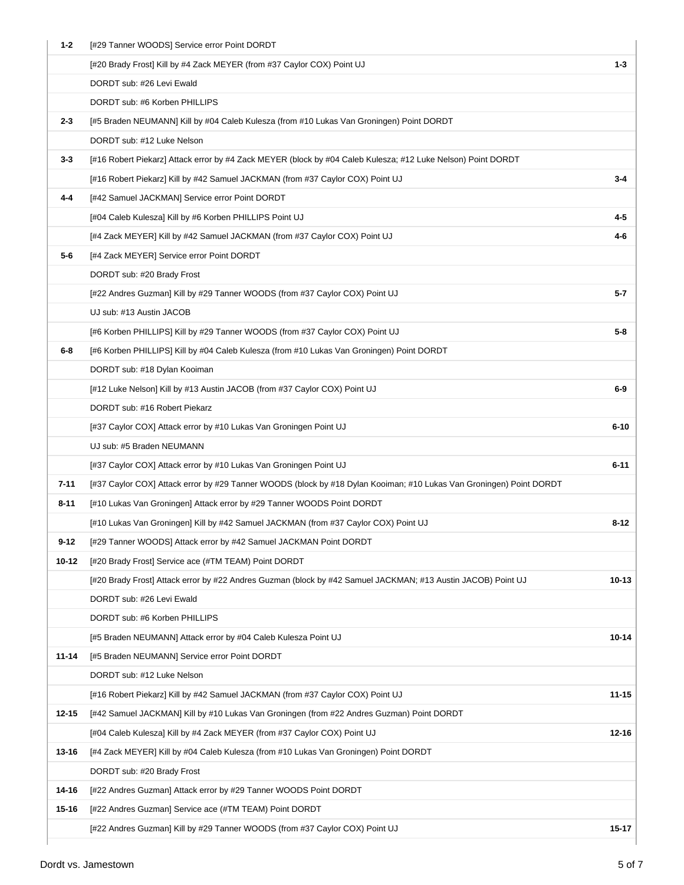| | | |
|---|---|---|
| 1-2 | [#29 Tanner WOODS] Service error Point DORDT | |
| | [#20 Brady Frost] Kill by #4 Zack MEYER (from #37 Caylor COX) Point UJ | 1-3 |
| | DORDT sub: #26 Levi Ewald | |
| | DORDT sub: #6 Korben PHILLIPS | |
| 2-3 | [#5 Braden NEUMANN] Kill by #04 Caleb Kulesza (from #10 Lukas Van Groningen) Point DORDT | |
| | DORDT sub: #12 Luke Nelson | |
| 3-3 | [#16 Robert Piekarz] Attack error by #4 Zack MEYER (block by #04 Caleb Kulesza; #12 Luke Nelson) Point DORDT | |
| | [#16 Robert Piekarz] Kill by #42 Samuel JACKMAN (from #37 Caylor COX) Point UJ | 3-4 |
| 4-4 | [#42 Samuel JACKMAN] Service error Point DORDT | |
| | [#04 Caleb Kulesza] Kill by #6 Korben PHILLIPS Point UJ | 4-5 |
| | [#4 Zack MEYER] Kill by #42 Samuel JACKMAN (from #37 Caylor COX) Point UJ | 4-6 |
| 5-6 | [#4 Zack MEYER] Service error Point DORDT | |
| | DORDT sub: #20 Brady Frost | |
| | [#22 Andres Guzman] Kill by #29 Tanner WOODS (from #37 Caylor COX) Point UJ | 5-7 |
| | UJ sub: #13 Austin JACOB | |
| | [#6 Korben PHILLIPS] Kill by #29 Tanner WOODS (from #37 Caylor COX) Point UJ | 5-8 |
| 6-8 | [#6 Korben PHILLIPS] Kill by #04 Caleb Kulesza (from #10 Lukas Van Groningen) Point DORDT | |
| | DORDT sub: #18 Dylan Kooiman | |
| | [#12 Luke Nelson] Kill by #13 Austin JACOB (from #37 Caylor COX) Point UJ | 6-9 |
| | DORDT sub: #16 Robert Piekarz | |
| | [#37 Caylor COX] Attack error by #10 Lukas Van Groningen Point UJ | 6-10 |
| | UJ sub: #5 Braden NEUMANN | |
| | [#37 Caylor COX] Attack error by #10 Lukas Van Groningen Point UJ | 6-11 |
| 7-11 | [#37 Caylor COX] Attack error by #29 Tanner WOODS (block by #18 Dylan Kooiman; #10 Lukas Van Groningen) Point DORDT | |
| 8-11 | [#10 Lukas Van Groningen] Attack error by #29 Tanner WOODS Point DORDT | |
| | [#10 Lukas Van Groningen] Kill by #42 Samuel JACKMAN (from #37 Caylor COX) Point UJ | 8-12 |
| 9-12 | [#29 Tanner WOODS] Attack error by #42 Samuel JACKMAN Point DORDT | |
| 10-12 | [#20 Brady Frost] Service ace (#TM TEAM) Point DORDT | |
| | [#20 Brady Frost] Attack error by #22 Andres Guzman (block by #42 Samuel JACKMAN; #13 Austin JACOB) Point UJ | 10-13 |
| | DORDT sub: #26 Levi Ewald | |
| | DORDT sub: #6 Korben PHILLIPS | |
| | [#5 Braden NEUMANN] Attack error by #04 Caleb Kulesza Point UJ | 10-14 |
| 11-14 | [#5 Braden NEUMANN] Service error Point DORDT | |
| | DORDT sub: #12 Luke Nelson | |
| | [#16 Robert Piekarz] Kill by #42 Samuel JACKMAN (from #37 Caylor COX) Point UJ | 11-15 |
| 12-15 | [#42 Samuel JACKMAN] Kill by #10 Lukas Van Groningen (from #22 Andres Guzman) Point DORDT | |
| | [#04 Caleb Kulesza] Kill by #4 Zack MEYER (from #37 Caylor COX) Point UJ | 12-16 |
| 13-16 | [#4 Zack MEYER] Kill by #04 Caleb Kulesza (from #10 Lukas Van Groningen) Point DORDT | |
| | DORDT sub: #20 Brady Frost | |
| 14-16 | [#22 Andres Guzman] Attack error by #29 Tanner WOODS Point DORDT | |
| 15-16 | [#22 Andres Guzman] Service ace (#TM TEAM) Point DORDT | |
| | [#22 Andres Guzman] Kill by #29 Tanner WOODS (from #37 Caylor COX) Point UJ | 15-17 |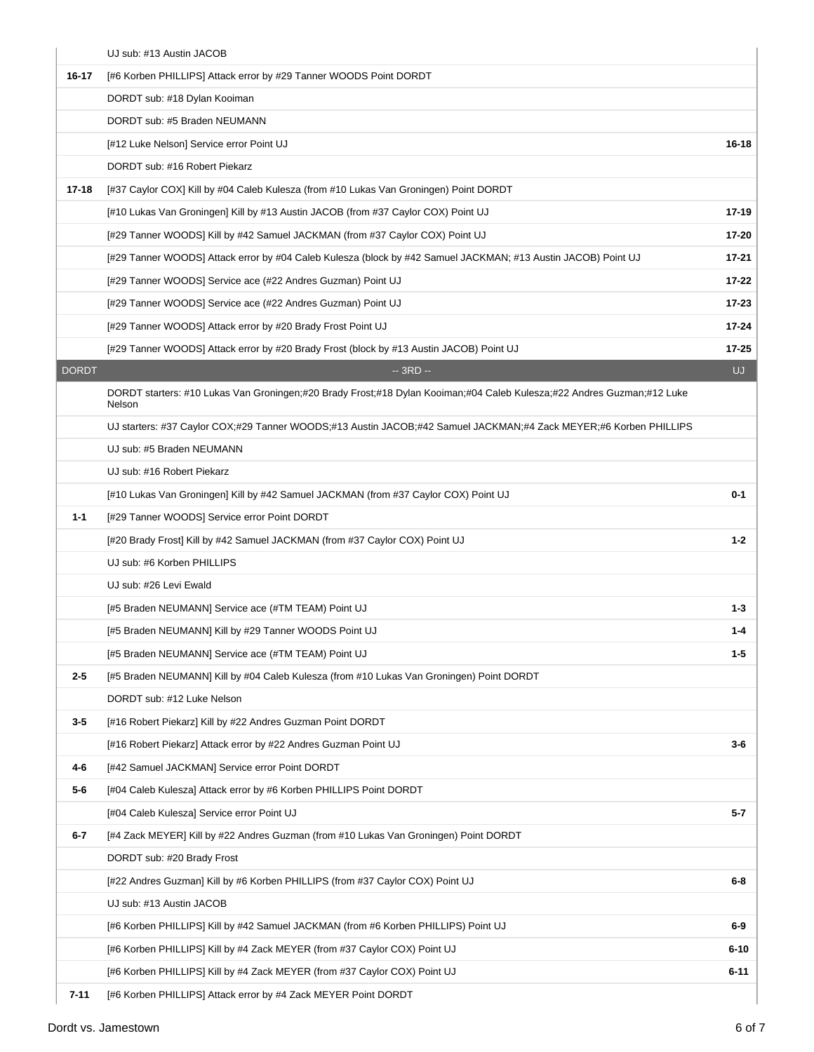| DORDT | | UJ |
|---|---|---|
| | UJ sub: #13 Austin JACOB | |
| 16-17 | [#6 Korben PHILLIPS] Attack error by #29 Tanner WOODS Point DORDT | |
| | DORDT sub: #18 Dylan Kooiman | |
| | DORDT sub: #5 Braden NEUMANN | |
| | [#12 Luke Nelson] Service error Point UJ | 16-18 |
| | DORDT sub: #16 Robert Piekarz | |
| 17-18 | [#37 Caylor COX] Kill by #04 Caleb Kulesza (from #10 Lukas Van Groningen) Point DORDT | |
| | [#10 Lukas Van Groningen] Kill by #13 Austin JACOB (from #37 Caylor COX) Point UJ | 17-19 |
| | [#29 Tanner WOODS] Kill by #42 Samuel JACKMAN (from #37 Caylor COX) Point UJ | 17-20 |
| | [#29 Tanner WOODS] Attack error by #04 Caleb Kulesza (block by #42 Samuel JACKMAN; #13 Austin JACOB) Point UJ | 17-21 |
| | [#29 Tanner WOODS] Service ace (#22 Andres Guzman) Point UJ | 17-22 |
| | [#29 Tanner WOODS] Service ace (#22 Andres Guzman) Point UJ | 17-23 |
| | [#29 Tanner WOODS] Attack error by #20 Brady Frost Point UJ | 17-24 |
| | [#29 Tanner WOODS] Attack error by #20 Brady Frost (block by #13 Austin JACOB) Point UJ | 17-25 |
| DORDT | -- 3RD -- | UJ |
| | DORDT starters: #10 Lukas Van Groningen;#20 Brady Frost;#18 Dylan Kooiman;#04 Caleb Kulesza;#22 Andres Guzman;#12 Luke Nelson | |
| | UJ starters: #37 Caylor COX;#29 Tanner WOODS;#13 Austin JACOB;#42 Samuel JACKMAN;#4 Zack MEYER;#6 Korben PHILLIPS | |
| | UJ sub: #5 Braden NEUMANN | |
| | UJ sub: #16 Robert Piekarz | |
| | [#10 Lukas Van Groningen] Kill by #42 Samuel JACKMAN (from #37 Caylor COX) Point UJ | 0-1 |
| 1-1 | [#29 Tanner WOODS] Service error Point DORDT | |
| | [#20 Brady Frost] Kill by #42 Samuel JACKMAN (from #37 Caylor COX) Point UJ | 1-2 |
| | UJ sub: #6 Korben PHILLIPS | |
| | UJ sub: #26 Levi Ewald | |
| | [#5 Braden NEUMANN] Service ace (#TM TEAM) Point UJ | 1-3 |
| | [#5 Braden NEUMANN] Kill by #29 Tanner WOODS Point UJ | 1-4 |
| | [#5 Braden NEUMANN] Service ace (#TM TEAM) Point UJ | 1-5 |
| 2-5 | [#5 Braden NEUMANN] Kill by #04 Caleb Kulesza (from #10 Lukas Van Groningen) Point DORDT | |
| | DORDT sub: #12 Luke Nelson | |
| 3-5 | [#16 Robert Piekarz] Kill by #22 Andres Guzman Point DORDT | |
| | [#16 Robert Piekarz] Attack error by #22 Andres Guzman Point UJ | 3-6 |
| 4-6 | [#42 Samuel JACKMAN] Service error Point DORDT | |
| 5-6 | [#04 Caleb Kulesza] Attack error by #6 Korben PHILLIPS Point DORDT | |
| | [#04 Caleb Kulesza] Service error Point UJ | 5-7 |
| 6-7 | [#4 Zack MEYER] Kill by #22 Andres Guzman (from #10 Lukas Van Groningen) Point DORDT | |
| | DORDT sub: #20 Brady Frost | |
| | [#22 Andres Guzman] Kill by #6 Korben PHILLIPS (from #37 Caylor COX) Point UJ | 6-8 |
| | UJ sub: #13 Austin JACOB | |
| | [#6 Korben PHILLIPS] Kill by #42 Samuel JACKMAN (from #6 Korben PHILLIPS) Point UJ | 6-9 |
| | [#6 Korben PHILLIPS] Kill by #4 Zack MEYER (from #37 Caylor COX) Point UJ | 6-10 |
| | [#6 Korben PHILLIPS] Kill by #4 Zack MEYER (from #37 Caylor COX) Point UJ | 6-11 |
| 7-11 | [#6 Korben PHILLIPS] Attack error by #4 Zack MEYER Point DORDT | |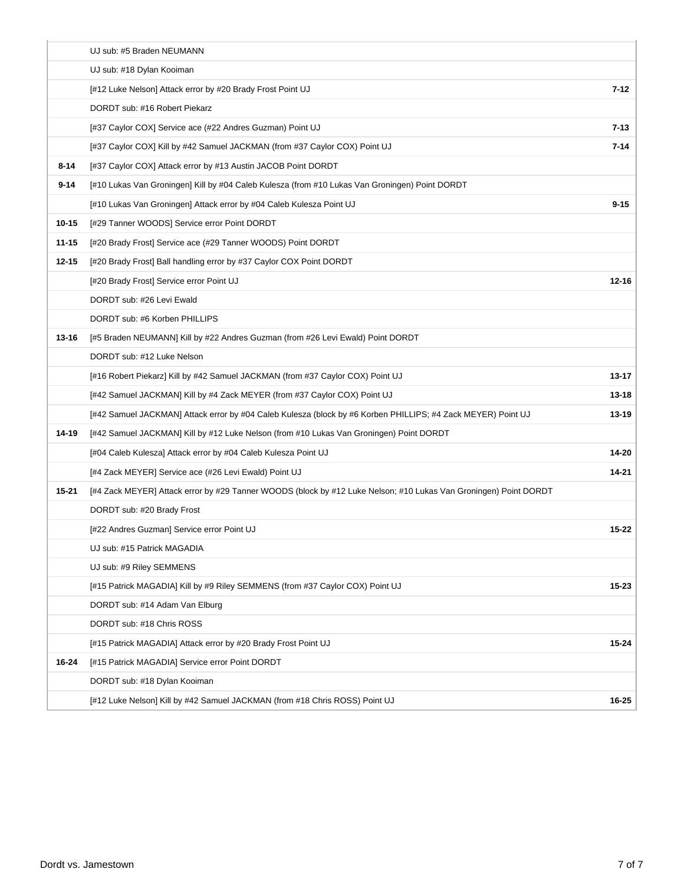| | | |
|---|---|---|
| | UJ sub: #5 Braden NEUMANN | |
| | UJ sub: #18 Dylan Kooiman | |
| | [#12 Luke Nelson] Attack error by #20 Brady Frost Point UJ | 7-12 |
| | DORDT sub: #16 Robert Piekarz | |
| | [#37 Caylor COX] Service ace (#22 Andres Guzman) Point UJ | 7-13 |
| | [#37 Caylor COX] Kill by #42 Samuel JACKMAN (from #37 Caylor COX) Point UJ | 7-14 |
| 8-14 | [#37 Caylor COX] Attack error by #13 Austin JACOB Point DORDT | |
| 9-14 | [#10 Lukas Van Groningen] Kill by #04 Caleb Kulesza (from #10 Lukas Van Groningen) Point DORDT | |
| | [#10 Lukas Van Groningen] Attack error by #04 Caleb Kulesza Point UJ | 9-15 |
| 10-15 | [#29 Tanner WOODS] Service error Point DORDT | |
| 11-15 | [#20 Brady Frost] Service ace (#29 Tanner WOODS) Point DORDT | |
| 12-15 | [#20 Brady Frost] Ball handling error by #37 Caylor COX Point DORDT | |
| | [#20 Brady Frost] Service error Point UJ | 12-16 |
| | DORDT sub: #26 Levi Ewald | |
| | DORDT sub: #6 Korben PHILLIPS | |
| 13-16 | [#5 Braden NEUMANN] Kill by #22 Andres Guzman (from #26 Levi Ewald) Point DORDT | |
| | DORDT sub: #12 Luke Nelson | |
| | [#16 Robert Piekarz] Kill by #42 Samuel JACKMAN (from #37 Caylor COX) Point UJ | 13-17 |
| | [#42 Samuel JACKMAN] Kill by #4 Zack MEYER (from #37 Caylor COX) Point UJ | 13-18 |
| | [#42 Samuel JACKMAN] Attack error by #04 Caleb Kulesza (block by #6 Korben PHILLIPS; #4 Zack MEYER) Point UJ | 13-19 |
| 14-19 | [#42 Samuel JACKMAN] Kill by #12 Luke Nelson (from #10 Lukas Van Groningen) Point DORDT | |
| | [#04 Caleb Kulesza] Attack error by #04 Caleb Kulesza Point UJ | 14-20 |
| | [#4 Zack MEYER] Service ace (#26 Levi Ewald) Point UJ | 14-21 |
| 15-21 | [#4 Zack MEYER] Attack error by #29 Tanner WOODS (block by #12 Luke Nelson; #10 Lukas Van Groningen) Point DORDT | |
| | DORDT sub: #20 Brady Frost | |
| | [#22 Andres Guzman] Service error Point UJ | 15-22 |
| | UJ sub: #15 Patrick MAGADIA | |
| | UJ sub: #9 Riley SEMMENS | |
| | [#15 Patrick MAGADIA] Kill by #9 Riley SEMMENS (from #37 Caylor COX) Point UJ | 15-23 |
| | DORDT sub: #14 Adam Van Elburg | |
| | DORDT sub: #18 Chris ROSS | |
| | [#15 Patrick MAGADIA] Attack error by #20 Brady Frost Point UJ | 15-24 |
| 16-24 | [#15 Patrick MAGADIA] Service error Point DORDT | |
| | DORDT sub: #18 Dylan Kooiman | |
| | [#12 Luke Nelson] Kill by #42 Samuel JACKMAN (from #18 Chris ROSS) Point UJ | 16-25 |